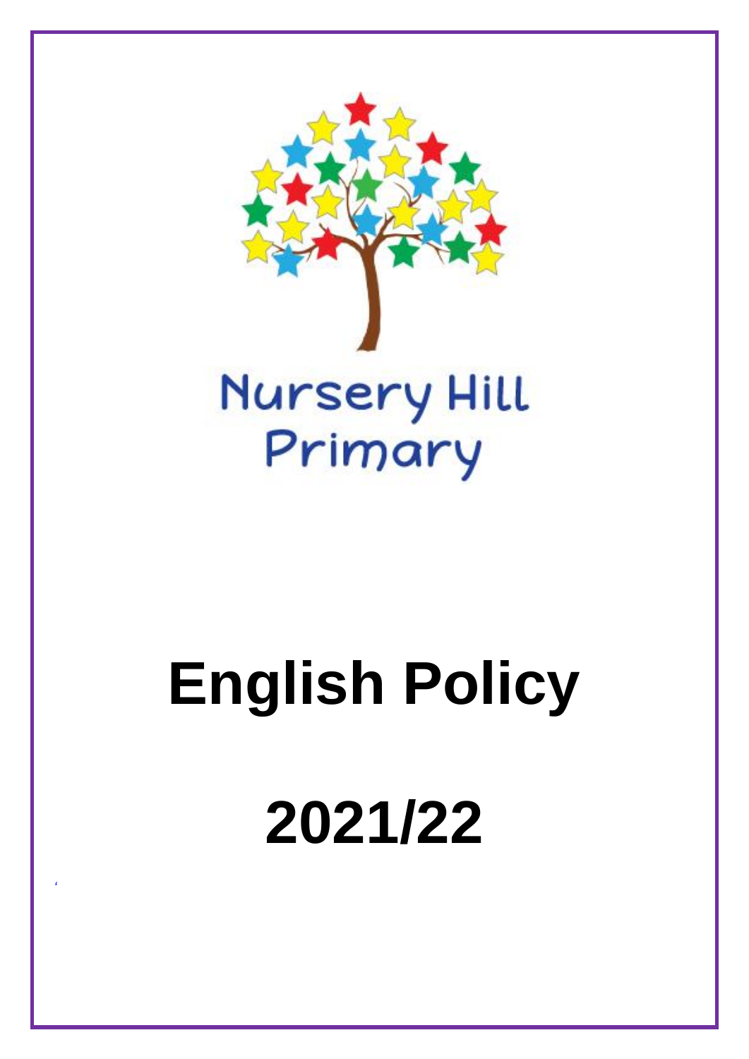Nursery Hill Primary

# English Policy

# 2021/22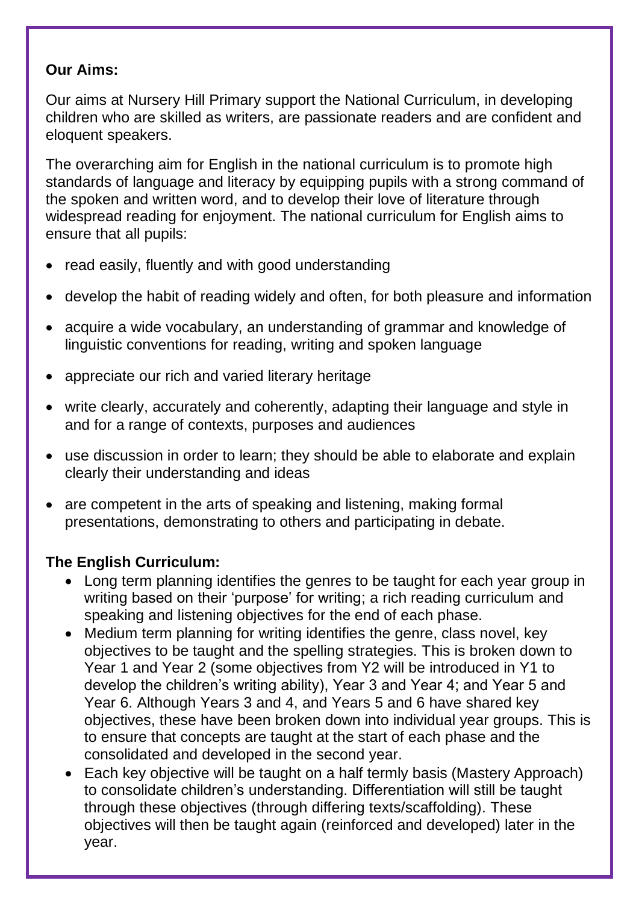**Our Aims:**

Our aims at Nursery Hill Primary support the National Curriculum, in developing children who are skilled as writers, are passionate readers and are confident and eloquent speakers.

The overarching aim for English in the national curriculum is to promote high standards of language and literacy by equipping pupils with a strong command of the spoken and written word, and to develop their love of literature through widespread reading for enjoyment. The national curriculum for English aims to ensure that all pupils:

- read easily, fluently and with good understanding
- develop the habit of reading widely and often, for both pleasure and information
- acquire a wide vocabulary, an understanding of grammar and knowledge of linguistic conventions for reading, writing and spoken language
- appreciate our rich and varied literary heritage
- write clearly, accurately and coherently, adapting their language and style in and for a range of contexts, purposes and audiences
- use discussion in order to learn; they should be able to elaborate and explain clearly their understanding and ideas
- are competent in the arts of speaking and listening, making formal presentations, demonstrating to others and participating in debate.

**The English Curriculum:**

- Long term planning identifies the genres to be taught for each year group in writing based on their 'purpose' for writing; a rich reading curriculum and speaking and listening objectives for the end of each phase.
- Medium term planning for writing identifies the genre, class novel, key objectives to be taught and the spelling strategies. This is broken down to Year 1 and Year 2 (some objectives from Y2 will be introduced in Y1 to develop the children's writing ability), Year 3 and Year 4; and Year 5 and Year 6. Although Years 3 and 4, and Years 5 and 6 have shared key objectives, these have been broken down into individual year groups. This is to ensure that concepts are taught at the start of each phase and the consolidated and developed in the second year.
- Each key objective will be taught on a half termly basis (Mastery Approach) to consolidate children's understanding. Differentiation will still be taught through these objectives (through differing texts/scaffolding). These objectives will then be taught again (reinforced and developed) later in the year.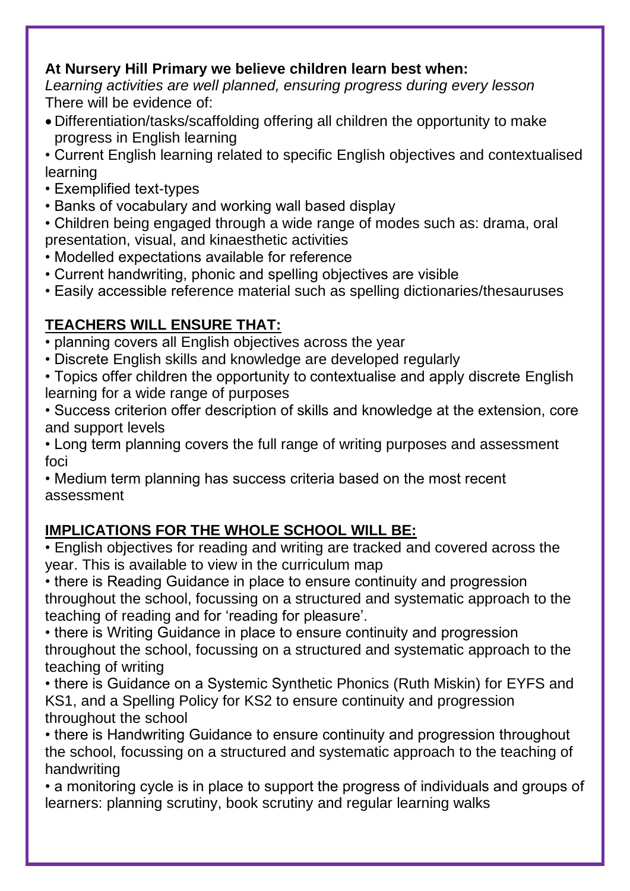**At Nursery Hill Primary we believe children learn best when:**

*Learning activities are well planned, ensuring progress during every lesson*

There will be evidence of:

- Differentiation/tasks/scaffolding offering all children the opportunity to make progress in English learning
- Current English learning related to specific English objectives and contextualised learning
- Exemplified text-types
- Banks of vocabulary and working wall based display
- Children being engaged through a wide range of modes such as: drama, oral presentation, visual, and kinaesthetic activities
- Modelled expectations available for reference
- Current handwriting, phonic and spelling objectives are visible
- Easily accessible reference material such as spelling dictionaries/thesauruses

**<u>TEACHERS WILL ENSURE THAT:</u>**

- planning covers all English objectives across the year
- Discrete English skills and knowledge are developed regularly
- Topics offer children the opportunity to contextualise and apply discrete English learning for a wide range of purposes
- Success criterion offer description of skills and knowledge at the extension, core and support levels
- Long term planning covers the full range of writing purposes and assessment foci
- Medium term planning has success criteria based on the most recent assessment

**<u>IMPLICATIONS FOR THE WHOLE SCHOOL WILL BE:</u>**

- English objectives for reading and writing are tracked and covered across the year. This is available to view in the curriculum map
- there is Reading Guidance in place to ensure continuity and progression throughout the school, focussing on a structured and systematic approach to the teaching of reading and for 'reading for pleasure'.
- there is Writing Guidance in place to ensure continuity and progression throughout the school, focussing on a structured and systematic approach to the teaching of writing
- there is Guidance on a Systemic Synthetic Phonics (Ruth Miskin) for EYFS and KS1, and a Spelling Policy for KS2 to ensure continuity and progression throughout the school
- there is Handwriting Guidance to ensure continuity and progression throughout the school, focussing on a structured and systematic approach to the teaching of handwriting
- a monitoring cycle is in place to support the progress of individuals and groups of learners: planning scrutiny, book scrutiny and regular learning walks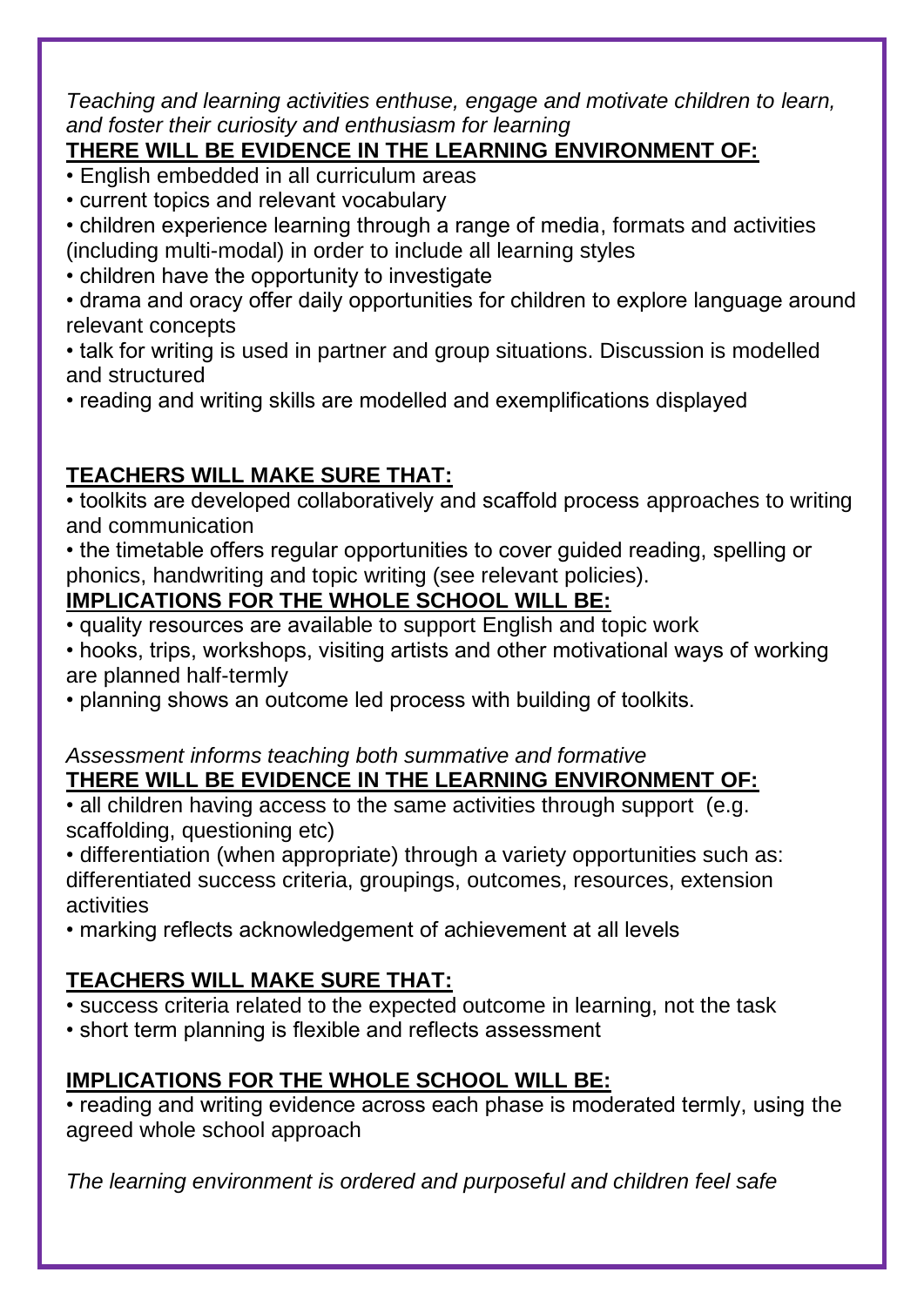*Teaching and learning activities enthuse, engage and motivate children to learn, and foster their curiosity and enthusiasm for learning*

**THERE WILL BE EVIDENCE IN THE LEARNING ENVIRONMENT OF:**

- English embedded in all curriculum areas
- current topics and relevant vocabulary
- children experience learning through a range of media, formats and activities (including multi-modal) in order to include all learning styles
- children have the opportunity to investigate
- drama and oracy offer daily opportunities for children to explore language around relevant concepts
- talk for writing is used in partner and group situations. Discussion is modelled and structured
- reading and writing skills are modelled and exemplifications displayed

**TEACHERS WILL MAKE SURE THAT:**

- toolkits are developed collaboratively and scaffold process approaches to writing and communication
- the timetable offers regular opportunities to cover guided reading, spelling or phonics, handwriting and topic writing (see relevant policies).

**IMPLICATIONS FOR THE WHOLE SCHOOL WILL BE:**

- quality resources are available to support English and topic work
- hooks, trips, workshops, visiting artists and other motivational ways of working are planned half-termly
- planning shows an outcome led process with building of toolkits.

*Assessment informs teaching both summative and formative*

**THERE WILL BE EVIDENCE IN THE LEARNING ENVIRONMENT OF:**

- all children having access to the same activities through support (e.g. scaffolding, questioning etc)
- differentiation (when appropriate) through a variety opportunities such as: differentiated success criteria, groupings, outcomes, resources, extension activities
- marking reflects acknowledgement of achievement at all levels

**TEACHERS WILL MAKE SURE THAT:**

- success criteria related to the expected outcome in learning, not the task
- short term planning is flexible and reflects assessment

**IMPLICATIONS FOR THE WHOLE SCHOOL WILL BE:**

- reading and writing evidence across each phase is moderated termly, using the agreed whole school approach

*The learning environment is ordered and purposeful and children feel safe*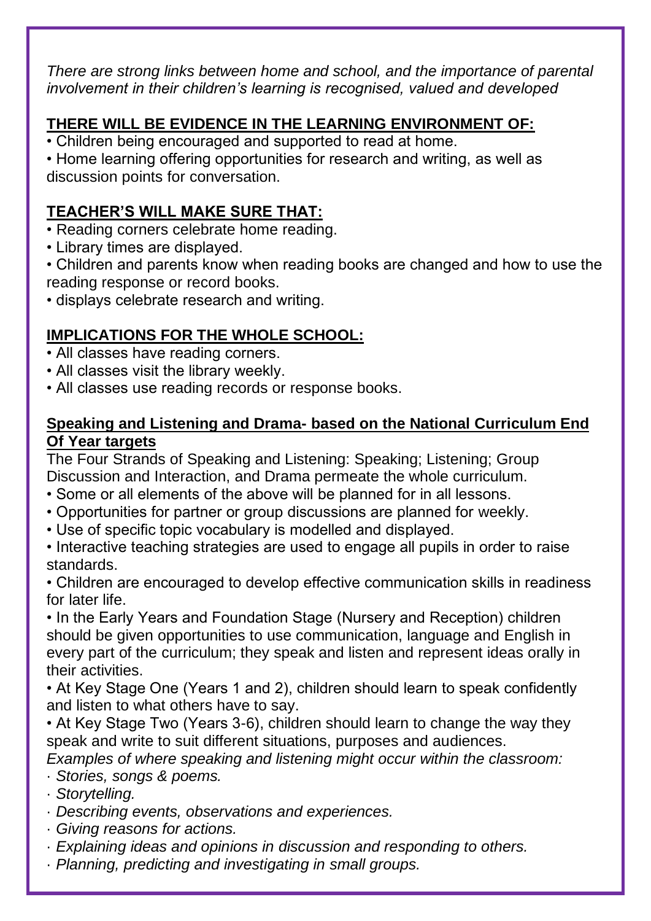*There are strong links between home and school, and the importance of parental involvement in their children's learning is recognised, valued and developed*

**THERE WILL BE EVIDENCE IN THE LEARNING ENVIRONMENT OF:**

- Children being encouraged and supported to read at home.
- Home learning offering opportunities for research and writing, as well as discussion points for conversation.

**TEACHER'S WILL MAKE SURE THAT:**

- Reading corners celebrate home reading.
- Library times are displayed.
- Children and parents know when reading books are changed and how to use the reading response or record books.
- displays celebrate research and writing.

**IMPLICATIONS FOR THE WHOLE SCHOOL:**

- All classes have reading corners.
- All classes visit the library weekly.
- All classes use reading records or response books.

**Speaking and Listening and Drama- based on the National Curriculum End Of Year targets**

The Four Strands of Speaking and Listening: Speaking; Listening; Group Discussion and Interaction, and Drama permeate the whole curriculum.

- Some or all elements of the above will be planned for in all lessons.
- Opportunities for partner or group discussions are planned for weekly.
- Use of specific topic vocabulary is modelled and displayed.
- Interactive teaching strategies are used to engage all pupils in order to raise standards.
- Children are encouraged to develop effective communication skills in readiness for later life.
- In the Early Years and Foundation Stage (Nursery and Reception) children should be given opportunities to use communication, language and English in every part of the curriculum; they speak and listen and represent ideas orally in their activities.
- At Key Stage One (Years 1 and 2), children should learn to speak confidently and listen to what others have to say.
- At Key Stage Two (Years 3-6), children should learn to change the way they speak and write to suit different situations, purposes and audiences.

*Examples of where speaking and listening might occur within the classroom:*

- *Stories, songs & poems.*
- *Storytelling.*
- *Describing events, observations and experiences.*
- *Giving reasons for actions.*
- *Explaining ideas and opinions in discussion and responding to others.*
- *Planning, predicting and investigating in small groups.*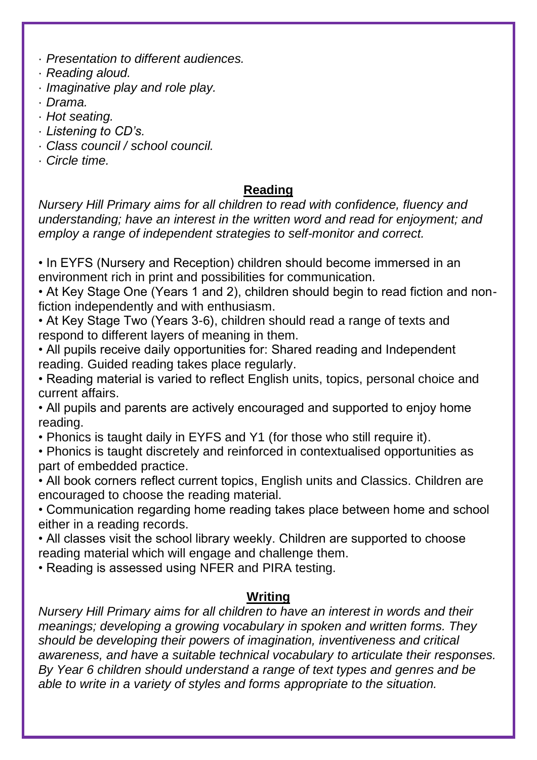- *Presentation to different audiences.*
- *Reading aloud.*
- *Imaginative play and role play.*
- *Drama.*
- *Hot seating.*
- *Listening to CD's.*
- *Class council / school council.*
- *Circle time.*

## **Reading**

*Nursery Hill Primary aims for all children to read with confidence, fluency and understanding; have an interest in the written word and read for enjoyment; and employ a range of independent strategies to self-monitor and correct.*

- In EYFS (Nursery and Reception) children should become immersed in an environment rich in print and possibilities for communication.
- At Key Stage One (Years 1 and 2), children should begin to read fiction and non-fiction independently and with enthusiasm.
- At Key Stage Two (Years 3-6), children should read a range of texts and respond to different layers of meaning in them.
- All pupils receive daily opportunities for: Shared reading and Independent reading. Guided reading takes place regularly.
- Reading material is varied to reflect English units, topics, personal choice and current affairs.
- All pupils and parents are actively encouraged and supported to enjoy home reading.
- Phonics is taught daily in EYFS and Y1 (for those who still require it).
- Phonics is taught discretely and reinforced in contextualised opportunities as part of embedded practice.
- All book corners reflect current topics, English units and Classics. Children are encouraged to choose the reading material.
- Communication regarding home reading takes place between home and school either in a reading records.
- All classes visit the school library weekly. Children are supported to choose reading material which will engage and challenge them.
- Reading is assessed using NFER and PIRA testing.

## **Writing**

*Nursery Hill Primary aims for all children to have an interest in words and their meanings; developing a growing vocabulary in spoken and written forms. They should be developing their powers of imagination, inventiveness and critical awareness, and have a suitable technical vocabulary to articulate their responses. By Year 6 children should understand a range of text types and genres and be able to write in a variety of styles and forms appropriate to the situation.*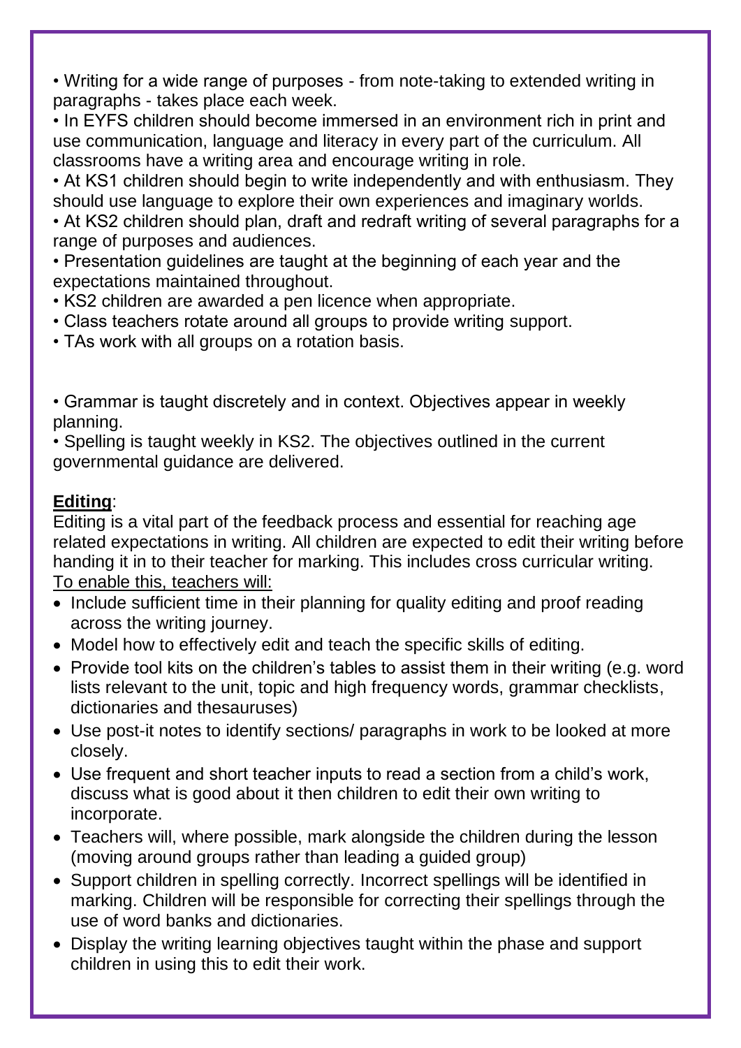- Writing for a wide range of purposes - from note-taking to extended writing in paragraphs - takes place each week.
- In EYFS children should become immersed in an environment rich in print and use communication, language and literacy in every part of the curriculum. All classrooms have a writing area and encourage writing in role.
- At KS1 children should begin to write independently and with enthusiasm. They should use language to explore their own experiences and imaginary worlds.
- At KS2 children should plan, draft and redraft writing of several paragraphs for a range of purposes and audiences.
- Presentation guidelines are taught at the beginning of each year and the expectations maintained throughout.
- KS2 children are awarded a pen licence when appropriate.
- Class teachers rotate around all groups to provide writing support.
- TAs work with all groups on a rotation basis.

- Grammar is taught discretely and in context. Objectives appear in weekly planning.
- Spelling is taught weekly in KS2. The objectives outlined in the current governmental guidance are delivered.

**Editing**:

Editing is a vital part of the feedback process and essential for reaching age related expectations in writing. All children are expected to edit their writing before handing it in to their teacher for marking. This includes cross curricular writing.

To enable this, teachers will:

- Include sufficient time in their planning for quality editing and proof reading across the writing journey.
- Model how to effectively edit and teach the specific skills of editing.
- Provide tool kits on the children's tables to assist them in their writing (e.g. word lists relevant to the unit, topic and high frequency words, grammar checklists, dictionaries and thesauruses)
- Use post-it notes to identify sections/ paragraphs in work to be looked at more closely.
- Use frequent and short teacher inputs to read a section from a child's work, discuss what is good about it then children to edit their own writing to incorporate.
- Teachers will, where possible, mark alongside the children during the lesson (moving around groups rather than leading a guided group)
- Support children in spelling correctly. Incorrect spellings will be identified in marking. Children will be responsible for correcting their spellings through the use of word banks and dictionaries.
- Display the writing learning objectives taught within the phase and support children in using this to edit their work.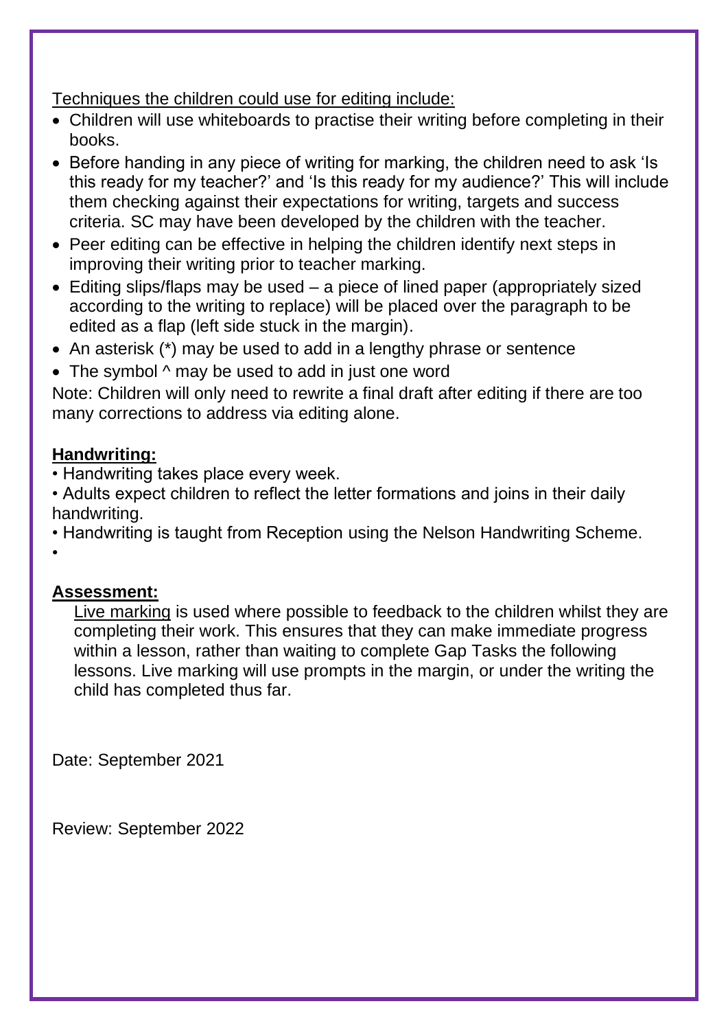Techniques the children could use for editing include:

- Children will use whiteboards to practise their writing before completing in their books.
- Before handing in any piece of writing for marking, the children need to ask 'Is this ready for my teacher?' and 'Is this ready for my audience?' This will include them checking against their expectations for writing, targets and success criteria. SC may have been developed by the children with the teacher.
- Peer editing can be effective in helping the children identify next steps in improving their writing prior to teacher marking.
- Editing slips/flaps may be used – a piece of lined paper (appropriately sized according to the writing to replace) will be placed over the paragraph to be edited as a flap (left side stuck in the margin).
- An asterisk (*) may be used to add in a lengthy phrase or sentence
- The symbol ^ may be used to add in just one word

Note: Children will only need to rewrite a final draft after editing if there are too many corrections to address via editing alone.

**Handwriting:**

- Handwriting takes place every week.
- Adults expect children to reflect the letter formations and joins in their daily handwriting.
- Handwriting is taught from Reception using the Nelson Handwriting Scheme.
-

**Assessment:**

Live marking is used where possible to feedback to the children whilst they are completing their work. This ensures that they can make immediate progress within a lesson, rather than waiting to complete Gap Tasks the following lessons. Live marking will use prompts in the margin, or under the writing the child has completed thus far.

Date: September 2021

Review: September 2022